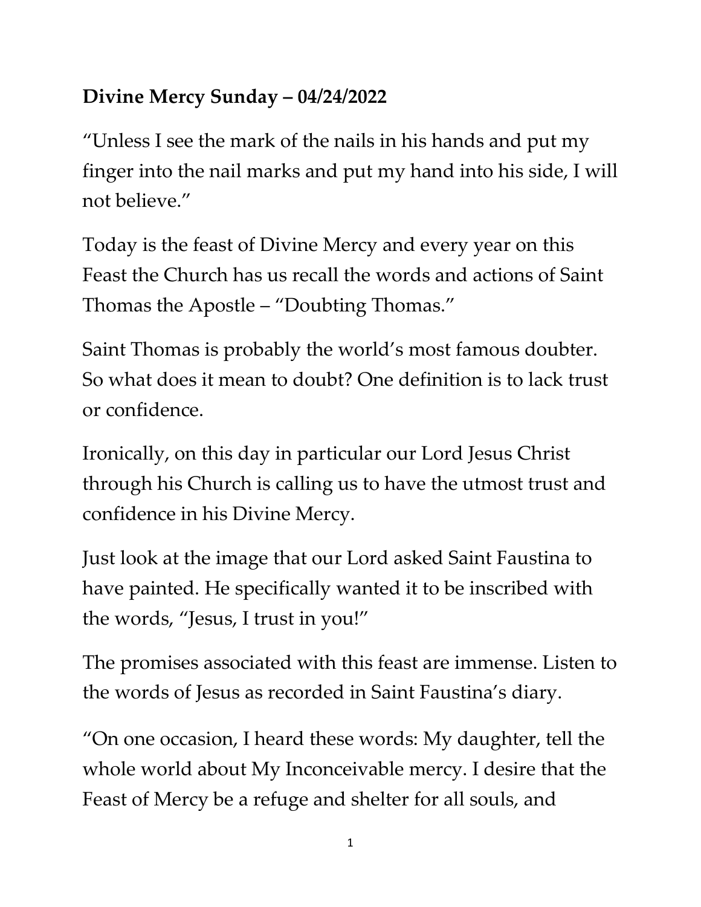**Divine Mercy Sunday – 04/24/2022**

"Unless I see the mark of the nails in his hands and put my finger into the nail marks and put my hand into his side, I will not believe."

Today is the feast of Divine Mercy and every year on this Feast the Church has us recall the words and actions of Saint Thomas the Apostle – "Doubting Thomas."

Saint Thomas is probably the world's most famous doubter. So what does it mean to doubt? One definition is to lack trust or confidence.

Ironically, on this day in particular our Lord Jesus Christ through his Church is calling us to have the utmost trust and confidence in his Divine Mercy.

Just look at the image that our Lord asked Saint Faustina to have painted. He specifically wanted it to be inscribed with the words, "Jesus, I trust in you!"

The promises associated with this feast are immense. Listen to the words of Jesus as recorded in Saint Faustina's diary.

"On one occasion, I heard these words: My daughter, tell the whole world about My Inconceivable mercy. I desire that the Feast of Mercy be a refuge and shelter for all souls, and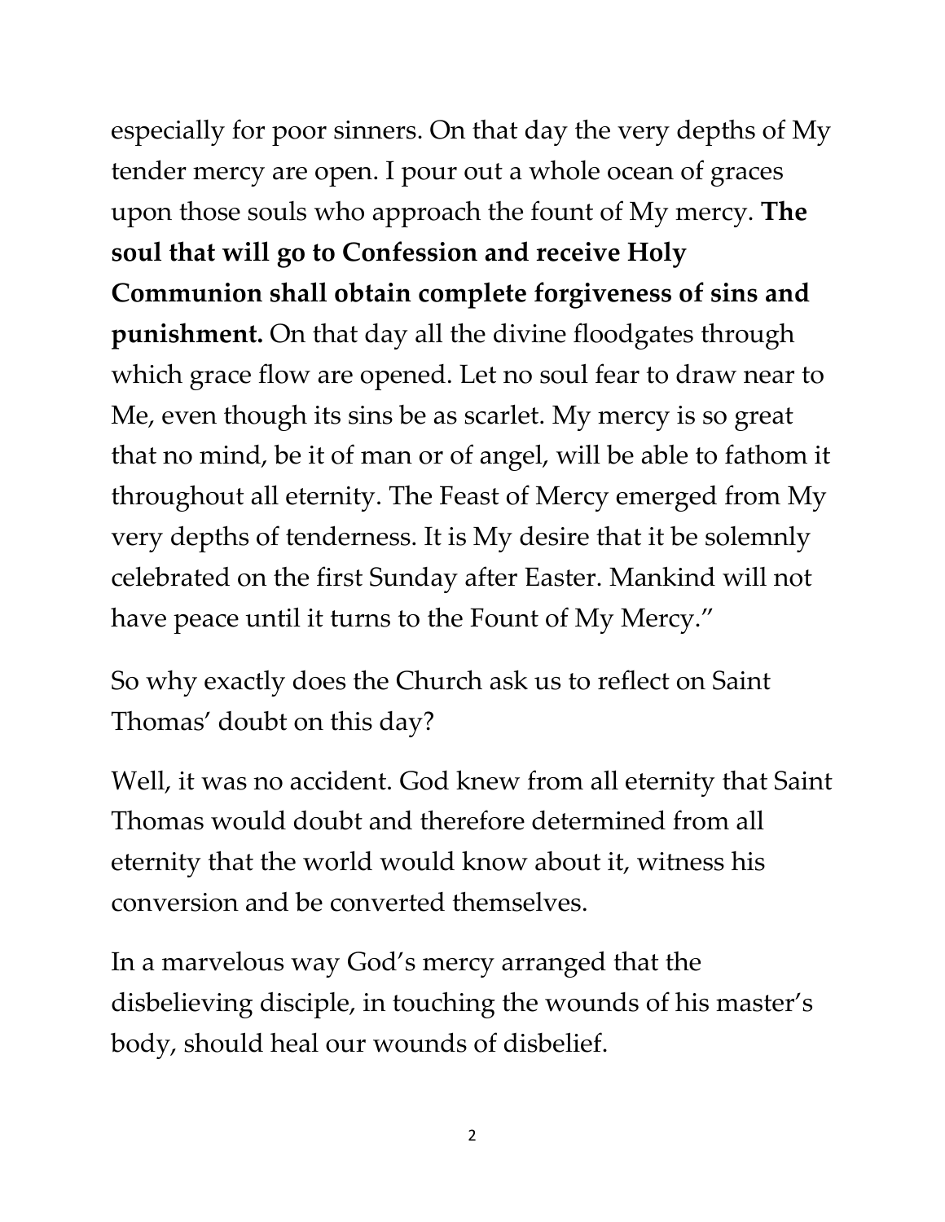especially for poor sinners. On that day the very depths of My tender mercy are open. I pour out a whole ocean of graces upon those souls who approach the fount of My mercy. **The soul that will go to Confession and receive Holy Communion shall obtain complete forgiveness of sins and punishment.** On that day all the divine floodgates through which grace flow are opened. Let no soul fear to draw near to Me, even though its sins be as scarlet. My mercy is so great that no mind, be it of man or of angel, will be able to fathom it throughout all eternity. The Feast of Mercy emerged from My very depths of tenderness. It is My desire that it be solemnly celebrated on the first Sunday after Easter. Mankind will not have peace until it turns to the Fount of My Mercy."

So why exactly does the Church ask us to reflect on Saint Thomas' doubt on this day?

Well, it was no accident. God knew from all eternity that Saint Thomas would doubt and therefore determined from all eternity that the world would know about it, witness his conversion and be converted themselves.

In a marvelous way God's mercy arranged that the disbelieving disciple, in touching the wounds of his master's body, should heal our wounds of disbelief.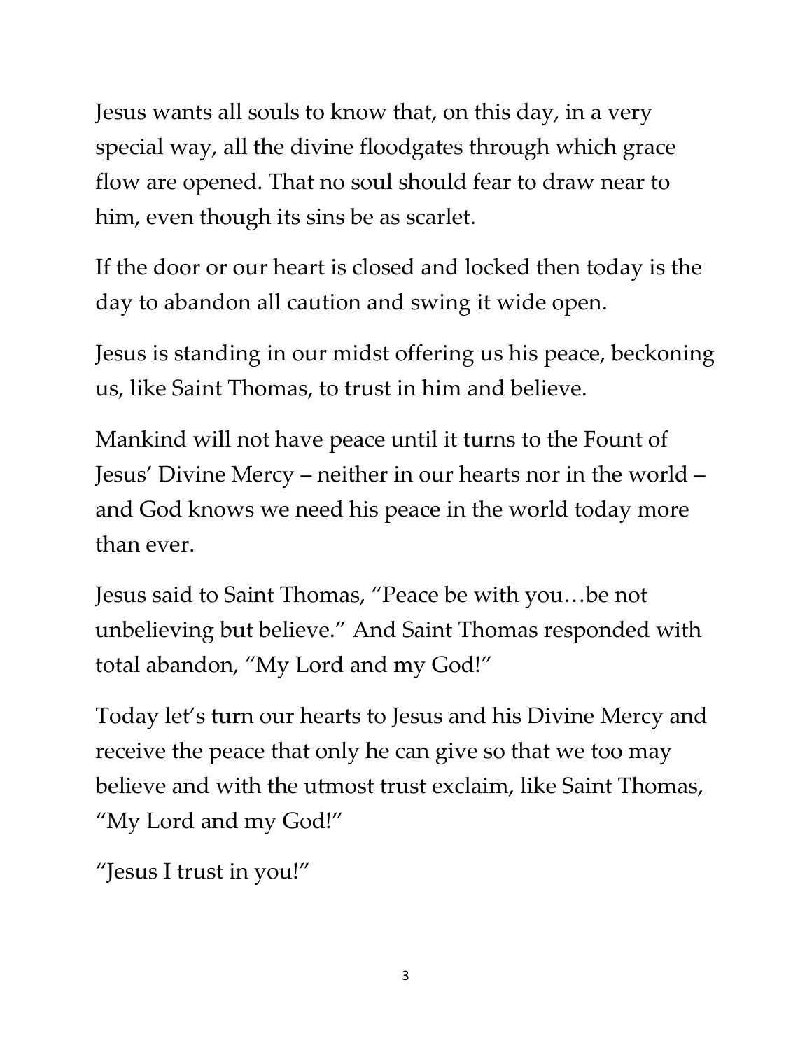Jesus wants all souls to know that, on this day, in a very special way, all the divine floodgates through which grace flow are opened. That no soul should fear to draw near to him, even though its sins be as scarlet.

If the door or our heart is closed and locked then today is the day to abandon all caution and swing it wide open.

Jesus is standing in our midst offering us his peace, beckoning us, like Saint Thomas, to trust in him and believe.

Mankind will not have peace until it turns to the Fount of Jesus' Divine Mercy – neither in our hearts nor in the world – and God knows we need his peace in the world today more than ever.

Jesus said to Saint Thomas, "Peace be with you…be not unbelieving but believe." And Saint Thomas responded with total abandon, "My Lord and my God!"

Today let's turn our hearts to Jesus and his Divine Mercy and receive the peace that only he can give so that we too may believe and with the utmost trust exclaim, like Saint Thomas, "My Lord and my God!"

"Jesus I trust in you!"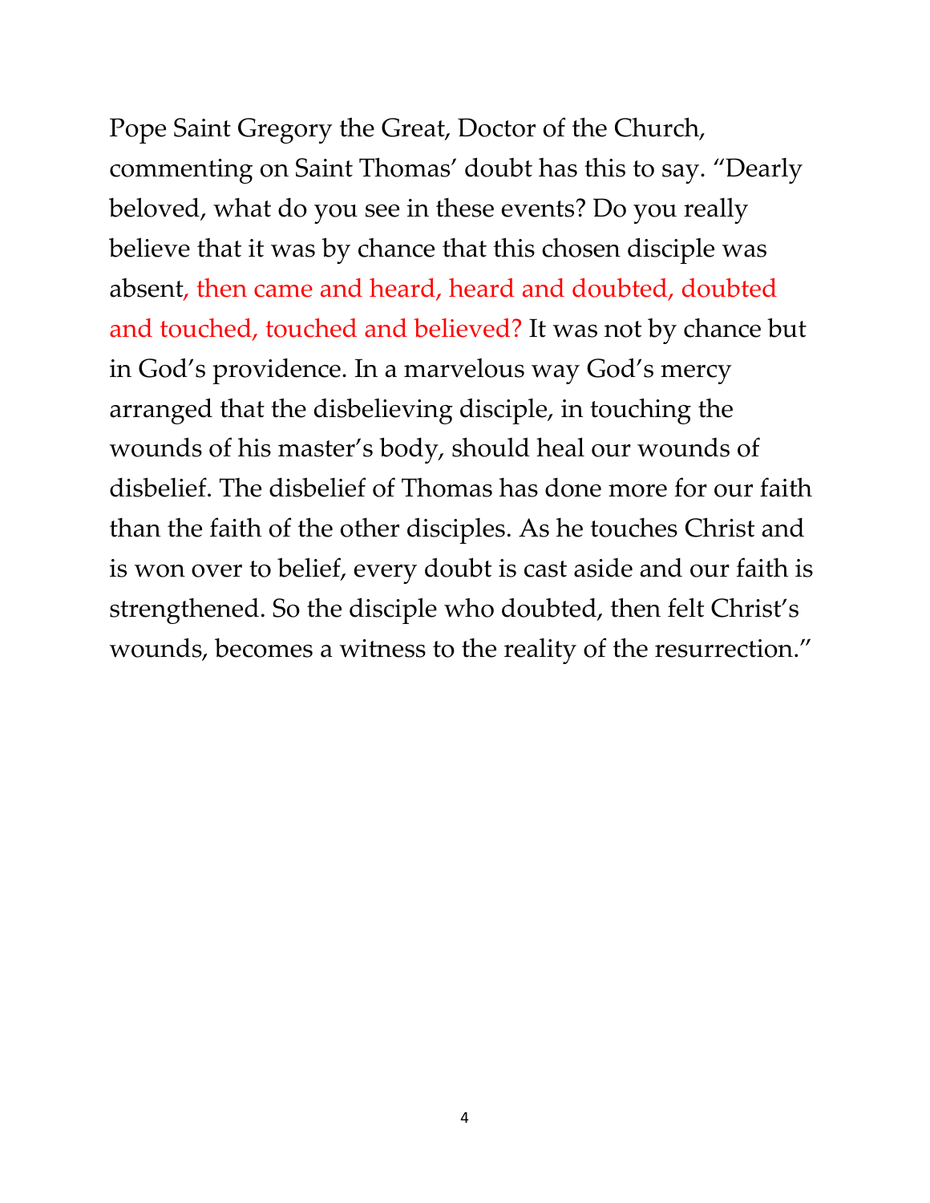Pope Saint Gregory the Great, Doctor of the Church, commenting on Saint Thomas' doubt has this to say. "Dearly beloved, what do you see in these events? Do you really believe that it was by chance that this chosen disciple was absent, then came and heard, heard and doubted, doubted and touched, touched and believed? It was not by chance but in God's providence. In a marvelous way God's mercy arranged that the disbelieving disciple, in touching the wounds of his master's body, should heal our wounds of disbelief. The disbelief of Thomas has done more for our faith than the faith of the other disciples. As he touches Christ and is won over to belief, every doubt is cast aside and our faith is strengthened. So the disciple who doubted, then felt Christ's wounds, becomes a witness to the reality of the resurrection."